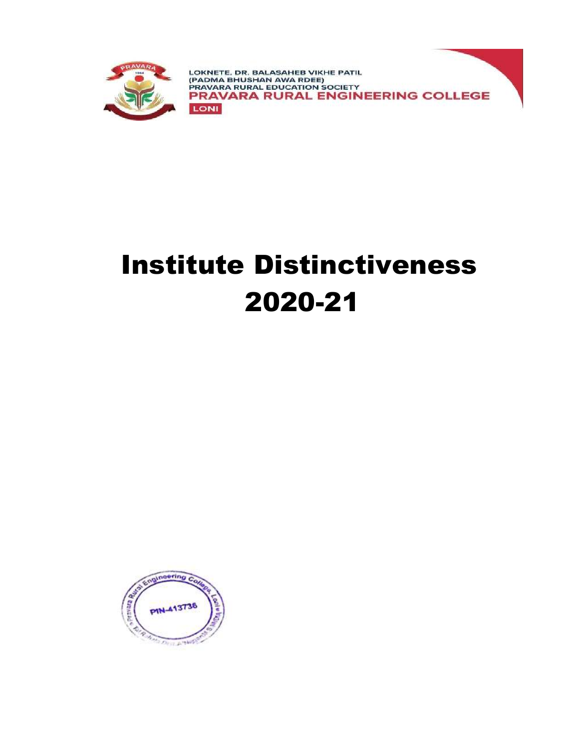LOKNETE. DR. BALASAHEB VIKHE PATIL
(PADMA BHUSHAN AWA RDEE)
PRAVARA RURAL EDUCATION SOCIETY
PRAVARA RURAL ENGINEERING COLLEGE
LONI

# Institute Distinctiveness
# 2020-21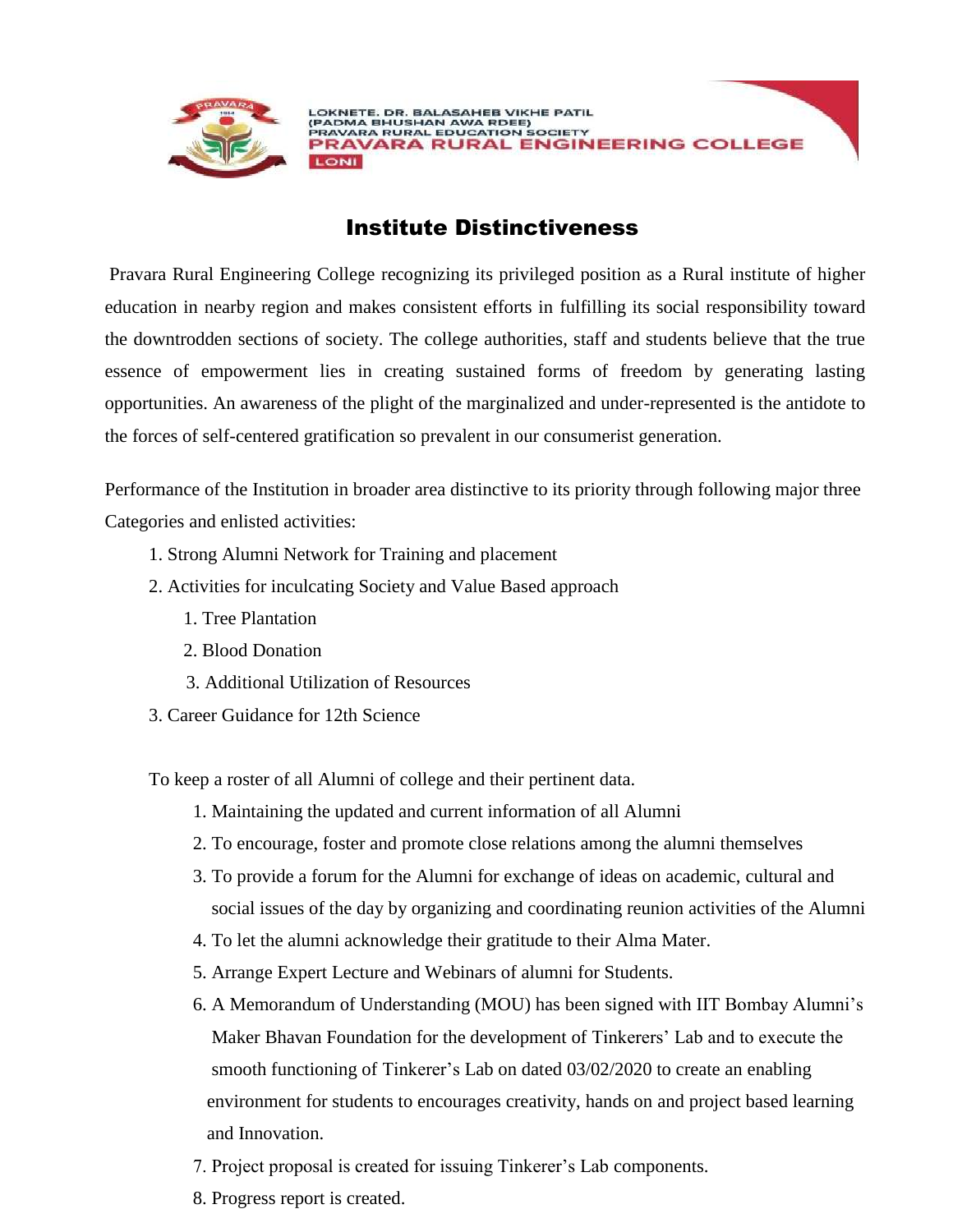# Institute Distinctiveness

Pravara Rural Engineering College recognizing its privileged position as a Rural institute of higher education in nearby region and makes consistent efforts in fulfilling its social responsibility toward the downtrodden sections of society. The college authorities, staff and students believe that the true essence of empowerment lies in creating sustained forms of freedom by generating lasting opportunities. An awareness of the plight of the marginalized and under-represented is the antidote to the forces of self-centered gratification so prevalent in our consumerist generation.

Performance of the Institution in broader area distinctive to its priority through following major three Categories and enlisted activities:

1. Strong Alumni Network for Training and placement
2. Activities for inculcating Society and Value Based approach
    1. Tree Plantation
    2. Blood Donation
    3. Additional Utilization of Resources
3. Career Guidance for 12th Science

To keep a roster of all Alumni of college and their pertinent data.

1. Maintaining the updated and current information of all Alumni
2. To encourage, foster and promote close relations among the alumni themselves
3. To provide a forum for the Alumni for exchange of ideas on academic, cultural and social issues of the day by organizing and coordinating reunion activities of the Alumni
4. To let the alumni acknowledge their gratitude to their Alma Mater.
5. Arrange Expert Lecture and Webinars of alumni for Students.
6. A Memorandum of Understanding (MOU) has been signed with IIT Bombay Alumni's Maker Bhavan Foundation for the development of Tinkerers' Lab and to execute the smooth functioning of Tinkerer's Lab on dated 03/02/2020 to create an enabling environment for students to encourages creativity, hands on and project based learning and Innovation.
7. Project proposal is created for issuing Tinkerer's Lab components.
8. Progress report is created.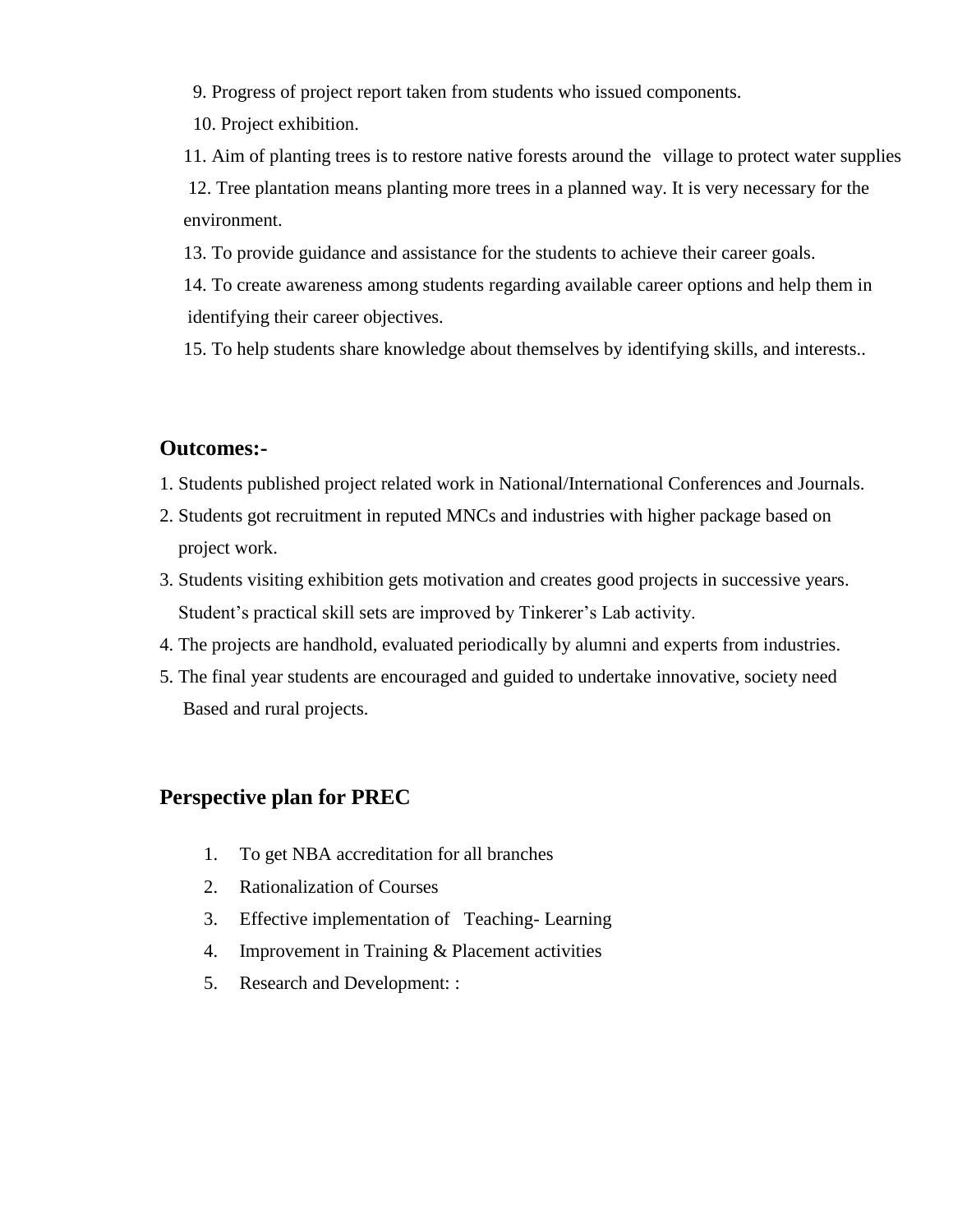9. Progress of project report taken from students who issued components.
10. Project exhibition.
11. Aim of planting trees is to restore native forests around the village to protect water supplies
12. Tree plantation means planting more trees in a planned way. It is very necessary for the environment.
13. To provide guidance and assistance for the students to achieve their career goals.
14. To create awareness among students regarding available career options and help them in identifying their career objectives.
15. To help students share knowledge about themselves by identifying skills, and interests..

## Outcomes:-

1. Students published project related work in National/International Conferences and Journals.
2. Students got recruitment in reputed MNCs and industries with higher package based on project work.
3. Students visiting exhibition gets motivation and creates good projects in successive years. Student's practical skill sets are improved by Tinkerer's Lab activity.
4. The projects are handhold, evaluated periodically by alumni and experts from industries.
5. The final year students are encouraged and guided to undertake innovative, society need Based and rural projects.

## Perspective plan for PREC

1. To get NBA accreditation for all branches
2. Rationalization of Courses
3. Effective implementation of Teaching- Learning
4. Improvement in Training & Placement activities
5. Research and Development: :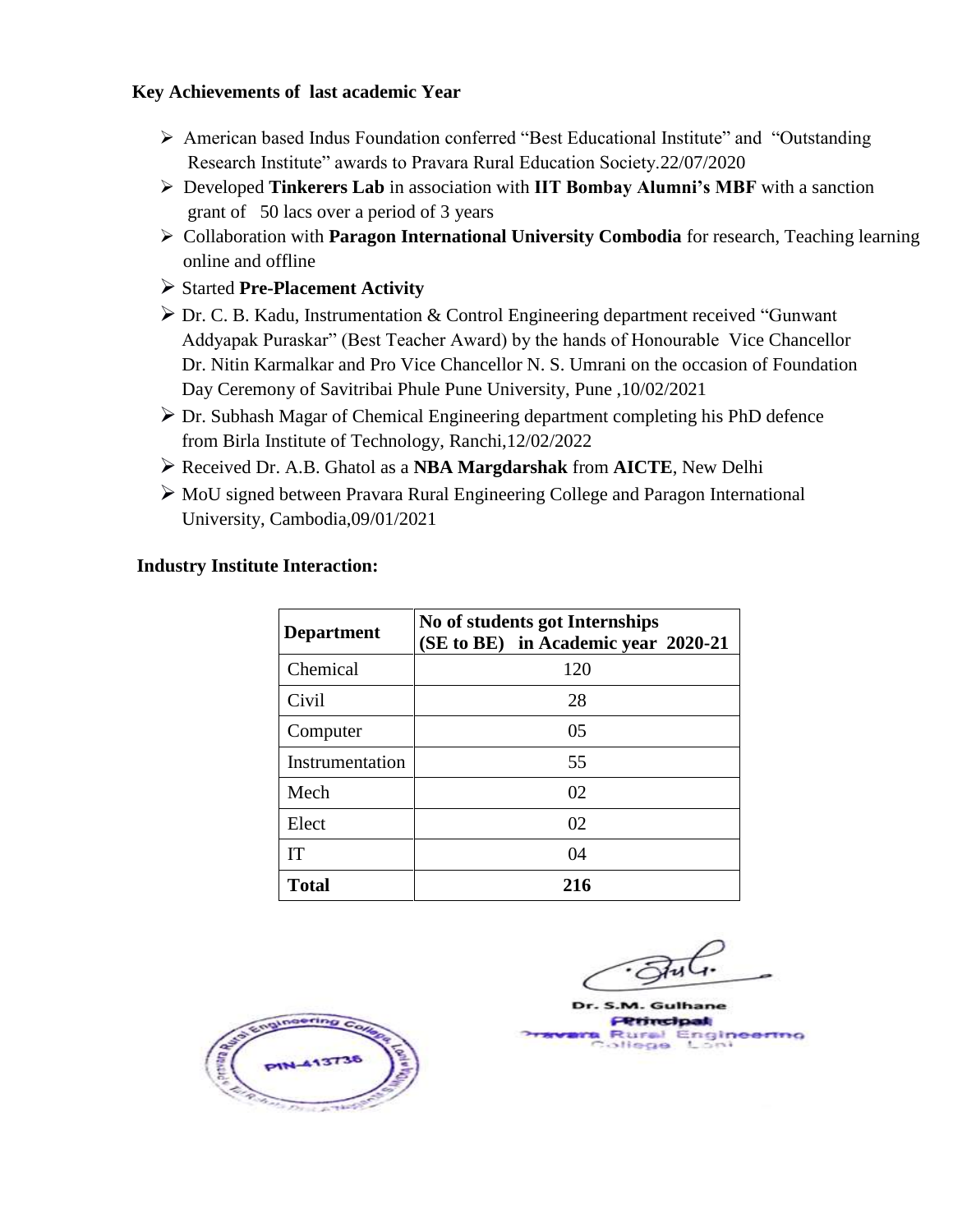**Key Achievements of last academic Year**

- American based Indus Foundation conferred "Best Educational Institute" and "Outstanding Research Institute" awards to Pravara Rural Education Society.22/07/2020
- Developed **Tinkerers Lab** in association with **IIT Bombay Alumni's MBF** with a sanction grant of 50 lacs over a period of 3 years
- Collaboration with **Paragon International University Combodia** for research, Teaching learning online and offline
- Started **Pre-Placement Activity**
- Dr. C. B. Kadu, Instrumentation & Control Engineering department received "Gunwant Addyapak Puraskar" (Best Teacher Award) by the hands of Honourable Vice Chancellor Dr. Nitin Karmalkar and Pro Vice Chancellor N. S. Umrani on the occasion of Foundation Day Ceremony of Savitribai Phule Pune University, Pune ,10/02/2021
- Dr. Subhash Magar of Chemical Engineering department completing his PhD defence from Birla Institute of Technology, Ranchi,12/02/2022
- Received Dr. A.B. Ghatol as a **NBA Margdarshak** from **AICTE**, New Delhi
- MoU signed between Pravara Rural Engineering College and Paragon International University, Cambodia,09/01/2021

**Industry Institute Interaction:**

| **Department** | **No of students got Internships (SE to BE) in Academic year 2020-21** |
|---|---|
| Chemical | 120 |
| Civil | 28 |
| Computer | 05 |
| Instrumentation | 55 |
| Mech | 02 |
| Elect | 02 |
| IT | 04 |
| **Total** | **216** |

Dr. S.M. Gulhane
Principal
Pravara Rural Engineering College Loni